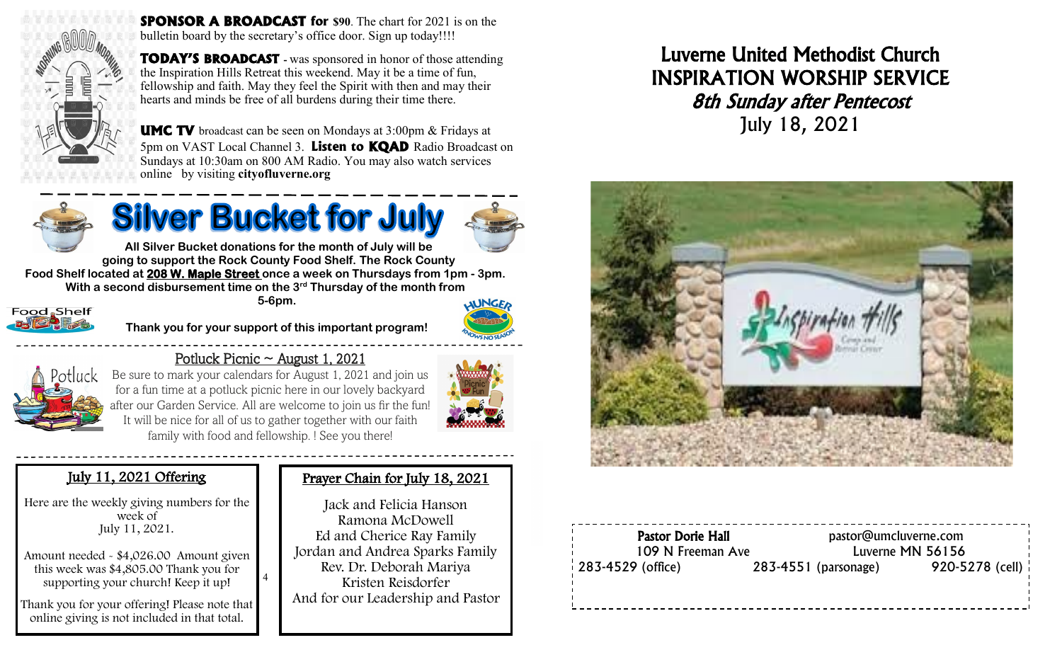**SPONSOR A BROADCAST for $90**. The chart for 2021 is on the bulletin board by the secretary's office door. Sign up today!!!!

**TODAY'S BROADCAST** - was sponsored in honor of those attending the Inspiration Hills Retreat this weekend. May it be a time of fun, fellowship and faith. May they feel the Spirit with then and may their hearts and minds be free of all burdens during their time there.

**UMC TV** broadcast can be seen on Mondays at 3:00pm & Fridays at 5pm on VAST Local Channel 3. **Listen to KQAD** Radio Broadcast on Sundays at 10:30am on 800 AM Radio. You may also watch services online by visiting **cityofluverne.org**

## Silver Bucket for July

**All Silver Bucket donations for the month of July will be going to support the Rock County Food Shelf. The Rock County Food Shelf located at 208 W. Maple Street once a week on Thursdays from 1pm - 3pm. With a second disbursement time on the 3rd Thursday of the month from 5-6pm.**

**Thank you for your support of this important program!**

## Potluck Picnic ~ August 1, 2021

Be sure to mark your calendars for August 1, 2021 and join us for a fun time at a potluck picnic here in our lovely backyard after our Garden Service. All are welcome to join us fir the fun! It will be nice for all of us to gather together with our faith family with food and fellowship. ! See you there!

## July 11, 2021 Offering

Here are the weekly giving numbers for the week of July 11, 2021.

Amount needed - $4,026.00 Amount given this week was $4,805.00 Thank you for supporting your church! Keep it up!

Thank you for your offering! Please note that online giving is not included in that total.

## Prayer Chain for July 18, 2021

Jack and Felicia Hanson
Ramona McDowell
Ed and Cherice Ray Family
Jordan and Andrea Sparks Family
Rev. Dr. Deborah Mariya
Kristen Reisdorfer
And for our Leadership and Pastor

# Luverne United Methodist Church
# INSPIRATION WORSHIP SERVICE
## *8th Sunday after Pentecost*
July 18, 2021

**Pastor Dorie Hall** pastor@umcluverne.com
109 N Freeman Ave Luverne MN 56156
283-4529 (office) 283-4551 (parsonage) 920-5278 (cell)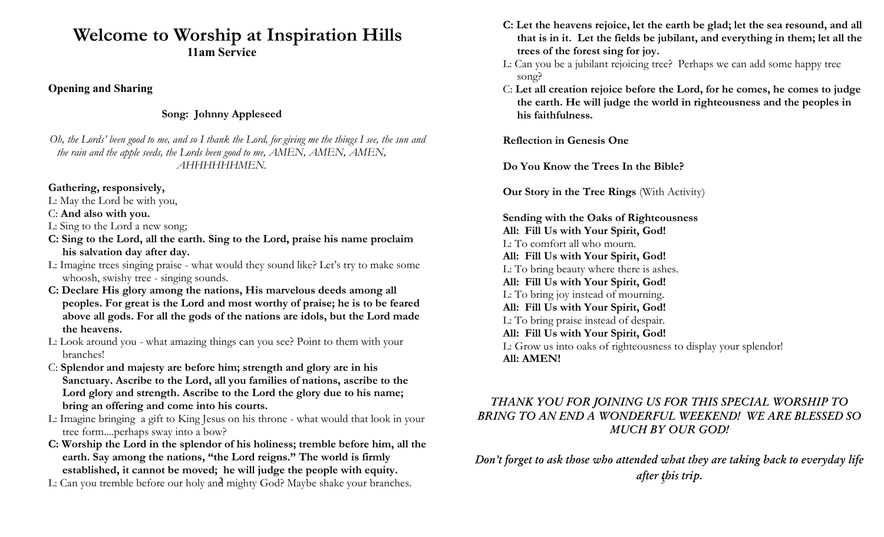# Welcome to Worship at Inspiration Hills

**11am Service**

**Opening and Sharing**

**Song: Johnny Appleseed**

*Oh, the Lords' been good to me, and so I thank the Lord, for giving me the things I see, the sun and the rain and the apple seeds, the Lords been good to me, AMEN, AMEN, AMEN, AHHHHHHMEN.*

**Gathering, responsively,**

L: May the Lord be with you,

C: **And also with you.**

L: Sing to the Lord a new song;

**C: Sing to the Lord, all the earth. Sing to the Lord, praise his name proclaim his salvation day after day.**

L: Imagine trees singing praise - what would they sound like? Let's try to make some whoosh, swishy tree - singing sounds.

**C: Declare His glory among the nations, His marvelous deeds among all peoples. For great is the Lord and most worthy of praise; he is to be feared above all gods. For all the gods of the nations are idols, but the Lord made the heavens.**

L: Look around you - what amazing things can you see? Point to them with your branches!

C: **Splendor and majesty are before him; strength and glory are in his Sanctuary. Ascribe to the Lord, all you families of nations, ascribe to the Lord glory and strength. Ascribe to the Lord the glory due to his name; bring an offering and come into his courts.**

L: Imagine bringing a gift to King Jesus on his throne - what would that look in your tree form....perhaps sway into a bow?

**C: Worship the Lord in the splendor of his holiness; tremble before him, all the earth. Say among the nations, "the Lord reigns." The world is firmly established, it cannot be moved; he will judge the people with equity.**

L: Can you tremble before our holy and mighty God? Maybe shake your branches.

**C: Let the heavens rejoice, let the earth be glad; let the sea resound, and all that is in it. Let the fields be jubilant, and everything in them; let all the trees of the forest sing for joy.**

L: Can you be a jubilant rejoicing tree? Perhaps we can add some happy tree song?

C: **Let all creation rejoice before the Lord, for he comes, he comes to judge the earth. He will judge the world in righteousness and the peoples in his faithfulness.**

**Reflection in Genesis One**

**Do You Know the Trees In the Bible?**

**Our Story in the Tree Rings** (With Activity)

**Sending with the Oaks of Righteousness**

**All: Fill Us with Your Spirit, God!**

L: To comfort all who mourn.

**All: Fill Us with Your Spirit, God!**

L: To bring beauty where there is ashes.

**All: Fill Us with Your Spirit, God!**

L: To bring joy instead of mourning.

**All: Fill Us with Your Spirit, God!**

L: To bring praise instead of despair.

**All: Fill Us with Your Spirit, God!**

L: Grow us into oaks of righteousness to display your splendor!

**All: AMEN!**

*THANK YOU FOR JOINING US FOR THIS SPECIAL WORSHIP TO BRING TO AN END A WONDERFUL WEEKEND! WE ARE BLESSED SO MUCH BY OUR GOD!*

***Don't forget to ask those who attended what they are taking back to everyday life after this trip.***